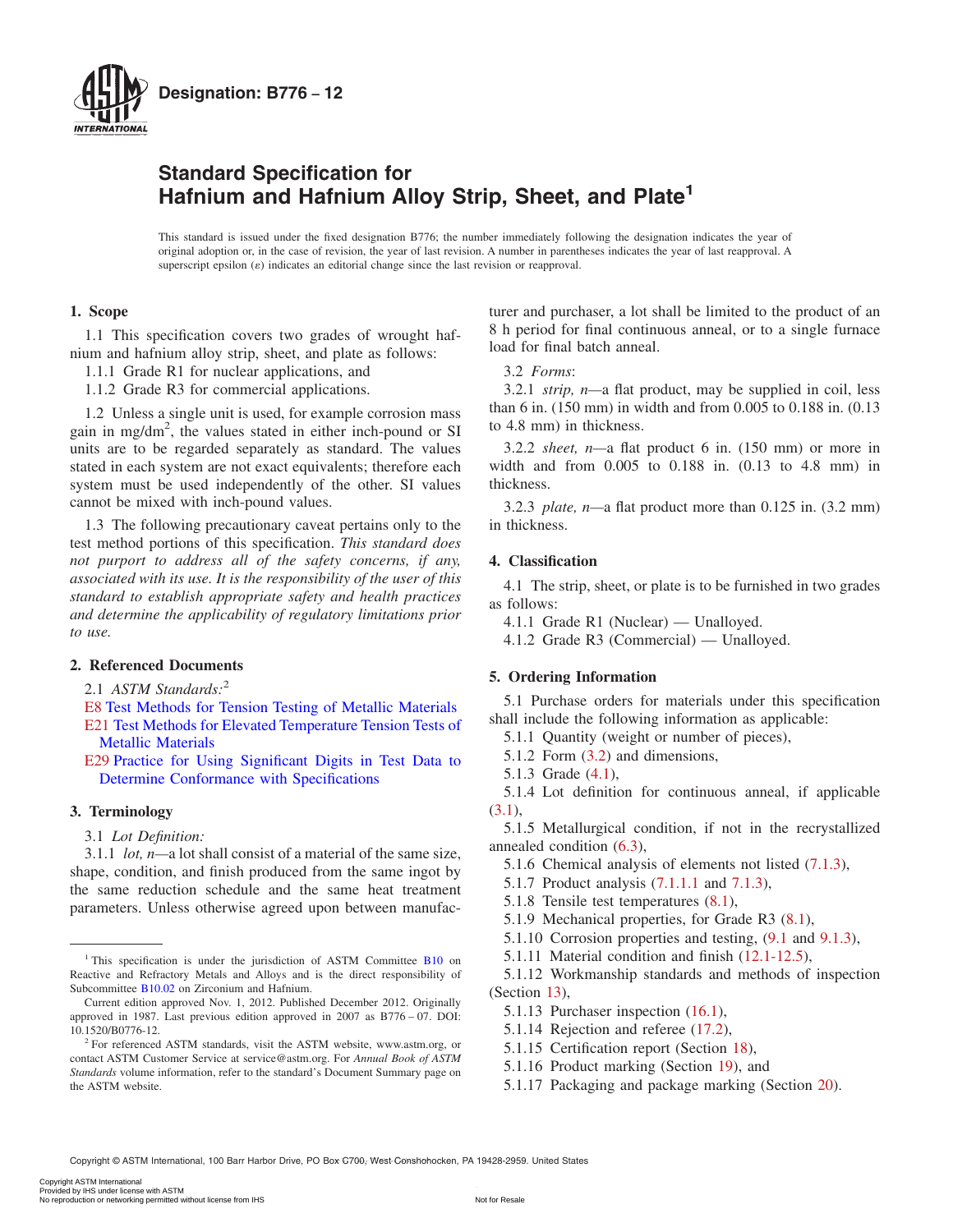# Designation: B776 – 12

# Standard Specification for Hafnium and Hafnium Alloy Strip, Sheet, and Plate[1]

This standard is issued under the fixed designation B776; the number immediately following the designation indicates the year of original adoption or, in the case of revision, the year of last revision. A number in parentheses indicates the year of last reapproval. A superscript epsilon (ε) indicates an editorial change since the last revision or reapproval.

## 1. Scope

1.1 This specification covers two grades of wrought hafnium and hafnium alloy strip, sheet, and plate as follows:

1.1.1 Grade R1 for nuclear applications, and

1.1.2 Grade R3 for commercial applications.

1.2 Unless a single unit is used, for example corrosion mass gain in mg/dm$^2$, the values stated in either inch-pound or SI units are to be regarded separately as standard. The values stated in each system are not exact equivalents; therefore each system must be used independently of the other. SI values cannot be mixed with inch-pound values.

1.3 The following precautionary caveat pertains only to the test method portions of this specification. *This standard does not purport to address all of the safety concerns, if any, associated with its use. It is the responsibility of the user of this standard to establish appropriate safety and health practices and determine the applicability of regulatory limitations prior to use.*

## 2. Referenced Documents

2.1 *ASTM Standards:*[2]

E8 Test Methods for Tension Testing of Metallic Materials

E21 Test Methods for Elevated Temperature Tension Tests of Metallic Materials

E29 Practice for Using Significant Digits in Test Data to Determine Conformance with Specifications

## 3. Terminology

3.1 *Lot Definition:*

3.1.1 *lot, n*—a lot shall consist of a material of the same size, shape, condition, and finish produced from the same ingot by the same reduction schedule and the same heat treatment parameters. Unless otherwise agreed upon between manufacturer and purchaser, a lot shall be limited to the product of an 8 h period for final continuous anneal, or to a single furnace load for final batch anneal.

3.2 *Forms*:

3.2.1 *strip, n*—a flat product, may be supplied in coil, less than 6 in. (150 mm) in width and from 0.005 to 0.188 in. (0.13 to 4.8 mm) in thickness.

3.2.2 *sheet, n*—a flat product 6 in. (150 mm) or more in width and from 0.005 to 0.188 in. (0.13 to 4.8 mm) in thickness.

3.2.3 *plate, n*—a flat product more than 0.125 in. (3.2 mm) in thickness.

## 4. Classification

4.1 The strip, sheet, or plate is to be furnished in two grades as follows:

4.1.1 Grade R1 (Nuclear) — Unalloyed.

4.1.2 Grade R3 (Commercial) — Unalloyed.

## 5. Ordering Information

5.1 Purchase orders for materials under this specification shall include the following information as applicable:

5.1.1 Quantity (weight or number of pieces),

5.1.2 Form (3.2) and dimensions,

5.1.3 Grade (4.1),

5.1.4 Lot definition for continuous anneal, if applicable (3.1),

5.1.5 Metallurgical condition, if not in the recrystallized annealed condition (6.3),

5.1.6 Chemical analysis of elements not listed (7.1.3),

5.1.7 Product analysis (7.1.1.1 and 7.1.3),

5.1.8 Tensile test temperatures (8.1),

5.1.9 Mechanical properties, for Grade R3 (8.1),

5.1.10 Corrosion properties and testing, (9.1 and 9.1.3),

5.1.11 Material condition and finish (12.1-12.5),

5.1.12 Workmanship standards and methods of inspection (Section 13),

5.1.13 Purchaser inspection (16.1),

5.1.14 Rejection and referee (17.2),

5.1.15 Certification report (Section 18),

5.1.16 Product marking (Section 19), and

5.1.17 Packaging and package marking (Section 20).

---

[1] This specification is under the jurisdiction of ASTM Committee B10 on Reactive and Refractory Metals and Alloys and is the direct responsibility of Subcommittee B10.02 on Zirconium and Hafnium.

Current edition approved Nov. 1, 2012. Published December 2012. Originally approved in 1987. Last previous edition approved in 2007 as B776 – 07. DOI: 10.1520/B0776-12.

[2] For referenced ASTM standards, visit the ASTM website, www.astm.org, or contact ASTM Customer Service at service@astm.org. For *Annual Book of ASTM Standards* volume information, refer to the standard's Document Summary page on the ASTM website.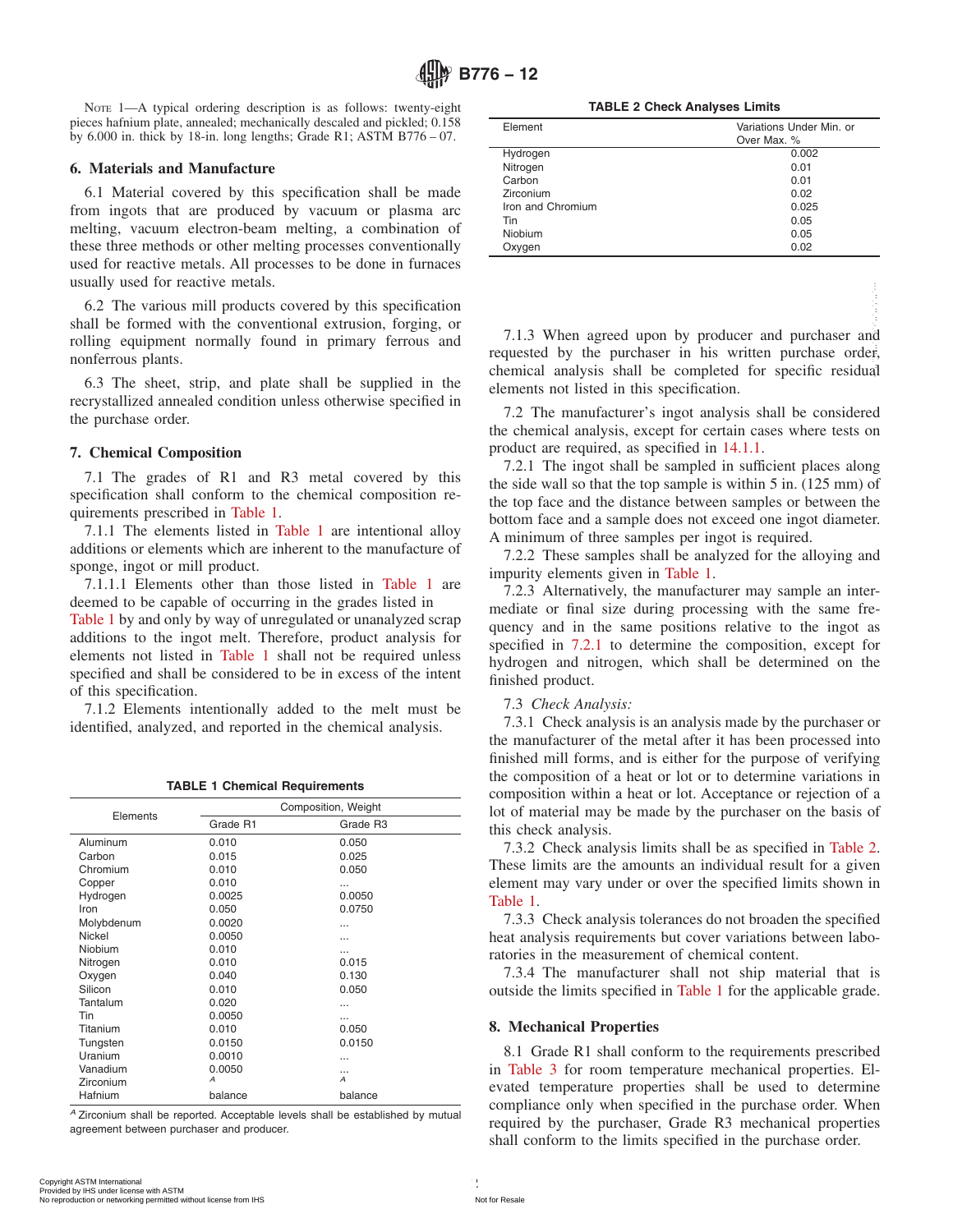NOTE 1—A typical ordering description is as follows: twenty-eight pieces hafnium plate, annealed; mechanically descaled and pickled; 0.158 by 6.000 in. thick by 18-in. long lengths; Grade R1; ASTM B776 – 07.

## 6. Materials and Manufacture

6.1 Material covered by this specification shall be made from ingots that are produced by vacuum or plasma arc melting, vacuum electron-beam melting, a combination of these three methods or other melting processes conventionally used for reactive metals. All processes to be done in furnaces usually used for reactive metals.

6.2 The various mill products covered by this specification shall be formed with the conventional extrusion, forging, or rolling equipment normally found in primary ferrous and nonferrous plants.

6.3 The sheet, strip, and plate shall be supplied in the recrystallized annealed condition unless otherwise specified in the purchase order.

## 7. Chemical Composition

7.1 The grades of R1 and R3 metal covered by this specification shall conform to the chemical composition requirements prescribed in Table 1.

7.1.1 The elements listed in Table 1 are intentional alloy additions or elements which are inherent to the manufacture of sponge, ingot or mill product.

7.1.1.1 Elements other than those listed in Table 1 are deemed to be capable of occurring in the grades listed in Table 1 by and only by way of unregulated or unanalyzed scrap additions to the ingot melt. Therefore, product analysis for elements not listed in Table 1 shall not be required unless specified and shall be considered to be in excess of the intent of this specification.

7.1.2 Elements intentionally added to the melt must be identified, analyzed, and reported in the chemical analysis.

**TABLE 1 Chemical Requirements**

| Elements | Composition, Weight | |
|---|---|---|
| | Grade R1 | Grade R3 |
| Aluminum | 0.010 | 0.050 |
| Carbon | 0.015 | 0.025 |
| Chromium | 0.010 | 0.050 |
| Copper | 0.010 | ... |
| Hydrogen | 0.0025 | 0.0050 |
| Iron | 0.050 | 0.0750 |
| Molybdenum | 0.0020 | ... |
| Nickel | 0.0050 | ... |
| Niobium | 0.010 | ... |
| Nitrogen | 0.010 | 0.015 |
| Oxygen | 0.040 | 0.130 |
| Silicon | 0.010 | 0.050 |
| Tantalum | 0.020 | ... |
| Tin | 0.0050 | ... |
| Titanium | 0.010 | 0.050 |
| Tungsten | 0.0150 | 0.0150 |
| Uranium | 0.0010 | ... |
| Vanadium | 0.0050 | ... |
| Zirconium | [A] | [A] |
| Hafnium | balance | balance |

[A] Zirconium shall be reported. Acceptable levels shall be established by mutual agreement between purchaser and producer.

**TABLE 2 Check Analyses Limits**

| Element | Variations Under Min. or Over Max. % |
|---|---|
| Hydrogen | 0.002 |
| Nitrogen | 0.01 |
| Carbon | 0.01 |
| Zirconium | 0.02 |
| Iron and Chromium | 0.025 |
| Tin | 0.05 |
| Niobium | 0.05 |
| Oxygen | 0.02 |

7.1.3 When agreed upon by producer and purchaser and requested by the purchaser in his written purchase order, chemical analysis shall be completed for specific residual elements not listed in this specification.

7.2 The manufacturer's ingot analysis shall be considered the chemical analysis, except for certain cases where tests on product are required, as specified in 14.1.1.

7.2.1 The ingot shall be sampled in sufficient places along the side wall so that the top sample is within 5 in. (125 mm) of the top face and the distance between samples or between the bottom face and a sample does not exceed one ingot diameter. A minimum of three samples per ingot is required.

7.2.2 These samples shall be analyzed for the alloying and impurity elements given in Table 1.

7.2.3 Alternatively, the manufacturer may sample an intermediate or final size during processing with the same frequency and in the same positions relative to the ingot as specified in 7.2.1 to determine the composition, except for hydrogen and nitrogen, which shall be determined on the finished product.

7.3 *Check Analysis:*

7.3.1 Check analysis is an analysis made by the purchaser or the manufacturer of the metal after it has been processed into finished mill forms, and is either for the purpose of verifying the composition of a heat or lot or to determine variations in composition within a heat or lot. Acceptance or rejection of a lot of material may be made by the purchaser on the basis of this check analysis.

7.3.2 Check analysis limits shall be as specified in Table 2. These limits are the amounts an individual result for a given element may vary under or over the specified limits shown in Table 1.

7.3.3 Check analysis tolerances do not broaden the specified heat analysis requirements but cover variations between laboratories in the measurement of chemical content.

7.3.4 The manufacturer shall not ship material that is outside the limits specified in Table 1 for the applicable grade.

## 8. Mechanical Properties

8.1 Grade R1 shall conform to the requirements prescribed in Table 3 for room temperature mechanical properties. Elevated temperature properties shall be used to determine compliance only when specified in the purchase order. When required by the purchaser, Grade R3 mechanical properties shall conform to the limits specified in the purchase order.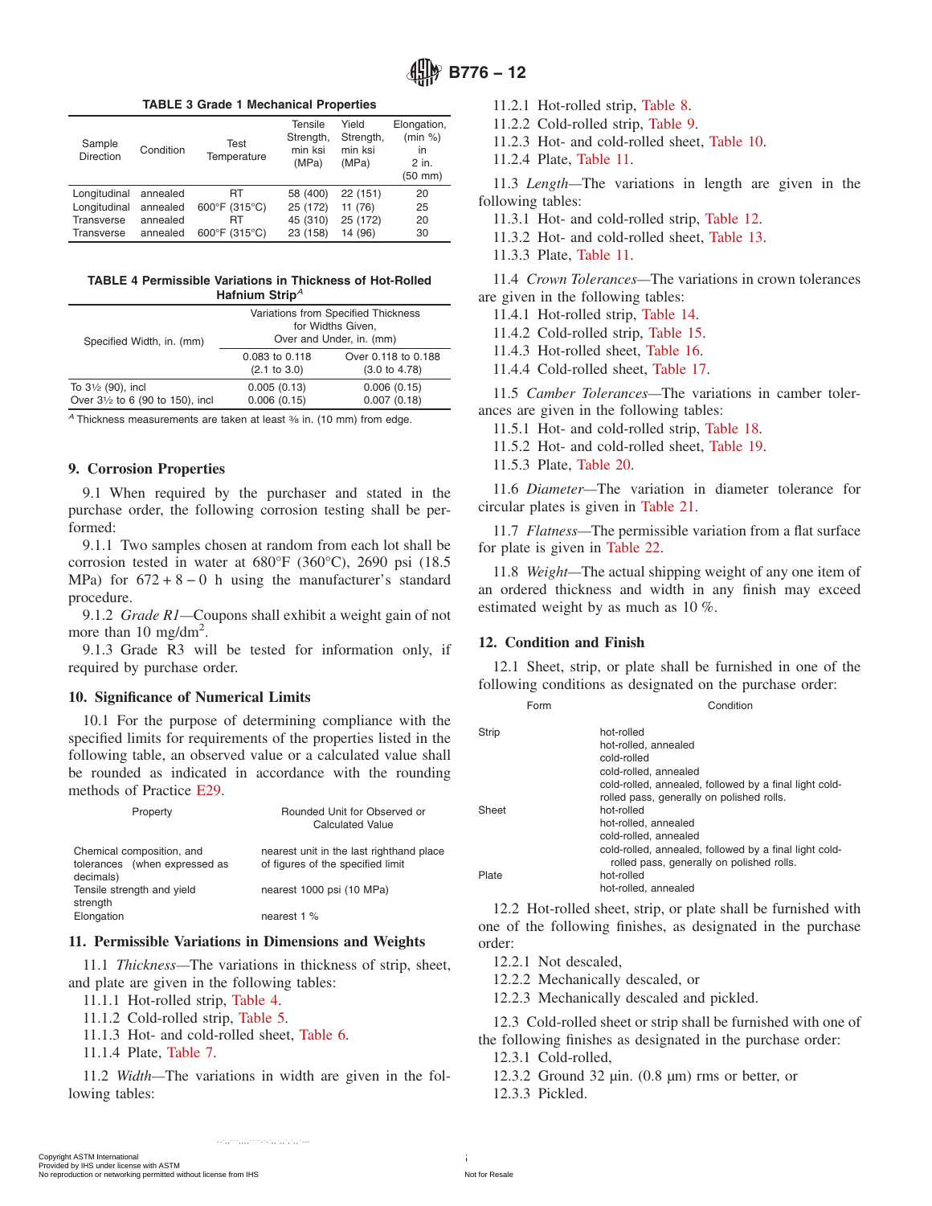**TABLE 3 Grade 1 Mechanical Properties**

| Sample Direction | Condition | Test Temperature | Tensile Strength, min ksi (MPa) | Yield Strength, min ksi (MPa) | Elongation, (min %) in 2 in. (50 mm) |
|---|---|---|---|---|---|
| Longitudinal | annealed | RT | 58 (400) | 22 (151) | 20 |
| Longitudinal | annealed | 600°F (315°C) | 25 (172) | 11 (76) | 25 |
| Transverse | annealed | RT | 45 (310) | 25 (172) | 20 |
| Transverse | annealed | 600°F (315°C) | 23 (158) | 14 (96) | 30 |

**TABLE 4 Permissible Variations in Thickness of Hot-Rolled Hafnium Strip**[A]

| Specified Width, in. (mm) | Variations from Specified Thickness for Widths Given, Over and Under, in. (mm) | |
|---|---|---|
| | 0.083 to 0.118 (2.1 to 3.0) | Over 0.118 to 0.188 (3.0 to 4.78) |
| To 3½ (90), incl | 0.005 (0.13) | 0.006 (0.15) |
| Over 3½ to 6 (90 to 150), incl | 0.006 (0.15) | 0.007 (0.18) |

[A] Thickness measurements are taken at least ⅜ in. (10 mm) from edge.

## 9. Corrosion Properties

9.1 When required by the purchaser and stated in the purchase order, the following corrosion testing shall be performed:

9.1.1 Two samples chosen at random from each lot shall be corrosion tested in water at 680°F (360°C), 2690 psi (18.5 MPa) for 672 + 8 – 0 h using the manufacturer's standard procedure.

9.1.2 *Grade R1*—Coupons shall exhibit a weight gain of not more than 10 mg/dm$^2$.

9.1.3 Grade R3 will be tested for information only, if required by purchase order.

## 10. Significance of Numerical Limits

10.1 For the purpose of determining compliance with the specified limits for requirements of the properties listed in the following table, an observed value or a calculated value shall be rounded as indicated in accordance with the rounding methods of Practice E29.

| Property | Rounded Unit for Observed or Calculated Value |
|---|---|
| Chemical composition, and tolerances (when expressed as decimals) | nearest unit in the last righthand place of figures of the specified limit |
| Tensile strength and yield strength | nearest 1000 psi (10 MPa) |
| Elongation | nearest 1 % |

## 11. Permissible Variations in Dimensions and Weights

11.1 *Thickness*—The variations in thickness of strip, sheet, and plate are given in the following tables:

11.1.1 Hot-rolled strip, Table 4.

11.1.2 Cold-rolled strip, Table 5.

11.1.3 Hot- and cold-rolled sheet, Table 6.

11.1.4 Plate, Table 7.

11.2 *Width*—The variations in width are given in the following tables:

11.2.1 Hot-rolled strip, Table 8.

11.2.2 Cold-rolled strip, Table 9.

11.2.3 Hot- and cold-rolled sheet, Table 10.

11.2.4 Plate, Table 11.

11.3 *Length*—The variations in length are given in the following tables:

11.3.1 Hot- and cold-rolled strip, Table 12.

11.3.2 Hot- and cold-rolled sheet, Table 13.

11.3.3 Plate, Table 11.

11.4 *Crown Tolerances*—The variations in crown tolerances are given in the following tables:

11.4.1 Hot-rolled strip, Table 14.

11.4.2 Cold-rolled strip, Table 15.

11.4.3 Hot-rolled sheet, Table 16.

11.4.4 Cold-rolled sheet, Table 17.

11.5 *Camber Tolerances*—The variations in camber tolerances are given in the following tables:

11.5.1 Hot- and cold-rolled strip, Table 18.

11.5.2 Hot- and cold-rolled sheet, Table 19.

11.5.3 Plate, Table 20.

11.6 *Diameter*—The variation in diameter tolerance for circular plates is given in Table 21.

11.7 *Flatness*—The permissible variation from a flat surface for plate is given in Table 22.

11.8 *Weight*—The actual shipping weight of any one item of an ordered thickness and width in any finish may exceed estimated weight by as much as 10 %.

## 12. Condition and Finish

12.1 Sheet, strip, or plate shall be furnished in one of the following conditions as designated on the purchase order:

| Form | Condition |
|---|---|
| Strip | hot-rolled |
| | hot-rolled, annealed |
| | cold-rolled |
| | cold-rolled, annealed |
| | cold-rolled, annealed, followed by a final light cold-rolled pass, generally on polished rolls. |
| Sheet | hot-rolled |
| | hot-rolled, annealed |
| | cold-rolled, annealed |
| | cold-rolled, annealed, followed by a final light cold-rolled pass, generally on polished rolls. |
| Plate | hot-rolled |
| | hot-rolled, annealed |

12.2 Hot-rolled sheet, strip, or plate shall be furnished with one of the following finishes, as designated in the purchase order:

12.2.1 Not descaled,

12.2.2 Mechanically descaled, or

12.2.3 Mechanically descaled and pickled.

12.3 Cold-rolled sheet or strip shall be furnished with one of the following finishes as designated in the purchase order:

12.3.1 Cold-rolled,

12.3.2 Ground 32 µin. (0.8 µm) rms or better, or

12.3.3 Pickled.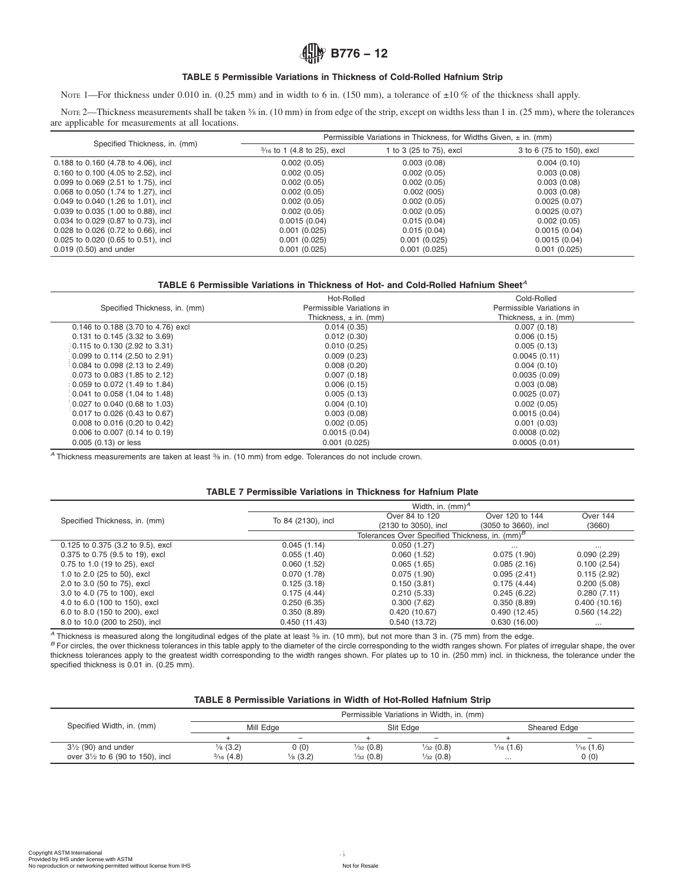### TABLE 5 Permissible Variations in Thickness of Cold-Rolled Hafnium Strip

NOTE 1—For thickness under 0.010 in. (0.25 mm) and in width to 6 in. (150 mm), a tolerance of ±10 % of the thickness shall apply.

NOTE 2—Thickness measurements shall be taken ⅜ in. (10 mm) in from edge of the strip, except on widths less than 1 in. (25 mm), where the tolerances are applicable for measurements at all locations.

| Specified Thickness, in. (mm) | Permissible Variations in Thickness, for Widths Given, ± in. (mm) | | |
|---|---|---|---|
| | $^{3}/_{16}$ to 1 (4.8 to 25), excl | 1 to 3 (25 to 75), excl | 3 to 6 (75 to 150), excl |
| 0.188 to 0.160 (4.78 to 4.06), incl | 0.002 (0.05) | 0.003 (0.08) | 0.004 (0.10) |
| 0.160 to 0.100 (4.05 to 2.52), incl | 0.002 (0.05) | 0.002 (0.05) | 0.003 (0.08) |
| 0.099 to 0.069 (2.51 to 1.75), incl | 0.002 (0.05) | 0.002 (0.05) | 0.003 (0.08) |
| 0.068 to 0.050 (1.74 to 1.27), incl | 0.002 (0.05) | 0.002 (005) | 0.003 (0.08) |
| 0.049 to 0.040 (1.26 to 1.01), incl | 0.002 (0.05) | 0.002 (0.05) | 0.0025 (0.07) |
| 0.039 to 0.035 (1.00 to 0.88), incl | 0.002 (0.05) | 0.002 (0.05) | 0.0025 (0.07) |
| 0.034 to 0.029 (0.87 to 0.73), incl | 0.0015 (0.04) | 0.015 (0.04) | 0.002 (0.05) |
| 0.028 to 0.026 (0.72 to 0.66), incl | 0.001 (0.025) | 0.015 (0.04) | 0.0015 (0.04) |
| 0.025 to 0.020 (0.65 to 0.51), incl | 0.001 (0.025) | 0.001 (0.025) | 0.0015 (0.04) |
| 0.019 (0.50) and under | 0.001 (0.025) | 0.001 (0.025) | 0.001 (0.025) |

### TABLE 6 Permissible Variations in Thickness of Hot- and Cold-Rolled Hafnium Sheet[A]

| Specified Thickness, in. (mm) | Hot-Rolled Permissible Variations in Thickness, ± in. (mm) | Cold-Rolled Permissible Variations in Thickness, ± in. (mm) |
|---|---|---|
| 0.146 to 0.188 (3.70 to 4.76) excl | 0.014 (0.35) | 0.007 (0.18) |
| 0.131 to 0.145 (3.32 to 3.69) | 0.012 (0.30) | 0.006 (0.15) |
| 0.115 to 0.130 (2.92 to 3.31) | 0.010 (0.25) | 0.005 (0.13) |
| 0.099 to 0.114 (2.50 to 2.91) | 0.009 (0.23) | 0.0045 (0.11) |
| 0.084 to 0.098 (2.13 to 2.49) | 0.008 (0.20) | 0.004 (0.10) |
| 0.073 to 0.083 (1.85 to 2.12) | 0.007 (0.18) | 0.0035 (0.09) |
| 0.059 to 0.072 (1.49 to 1.84) | 0.006 (0.15) | 0.003 (0.08) |
| 0.041 to 0.058 (1.04 to 1.48) | 0.005 (0.13) | 0.0025 (0.07) |
| 0.027 to 0.040 (0.68 to 1.03) | 0.004 (0.10) | 0.002 (0.05) |
| 0.017 to 0.026 (0.43 to 0.67) | 0.003 (0.08) | 0.0015 (0.04) |
| 0.008 to 0.016 (0.20 to 0.42) | 0.002 (0.05) | 0.001 (0.03) |
| 0.006 to 0.007 (0.14 to 0.19) | 0.0015 (0.04) | 0.0008 (0.02) |
| 0.005 (0.13) or less | 0.001 (0.025) | 0.0005 (0.01) |

[A] Thickness measurements are taken at least ⅜ in. (10 mm) from edge. Tolerances do not include crown.

### TABLE 7 Permissible Variations in Thickness for Hafnium Plate

| Specified Thickness, in. (mm) | Width, in. (mm)[A] | | | |
|---|---|---|---|---|
| | To 84 (2130), incl | Over 84 to 120 (2130 to 3050), incl | Over 120 to 144 (3050 to 3660), incl | Over 144 (3660) |
| | Tolerances Over Specified Thickness, in. (mm)[B] | | | |
| 0.125 to 0.375 (3.2 to 9.5), excl | 0.045 (1.14) | 0.050 (1.27) | ... | ... |
| 0.375 to 0.75 (9.5 to 19), excl | 0.055 (1.40) | 0.060 (1.52) | 0.075 (1.90) | 0.090 (2.29) |
| 0.75 to 1.0 (19 to 25), excl | 0.060 (1.52) | 0.065 (1.65) | 0.085 (2.16) | 0.100 (2.54) |
| 1.0 to 2.0 (25 to 50), excl | 0.070 (1.78) | 0.075 (1.90) | 0.095 (2.41) | 0.115 (2.92) |
| 2.0 to 3.0 (50 to 75), excl | 0.125 (3.18) | 0.150 (3.81) | 0.175 (4.44) | 0.200 (5.08) |
| 3.0 to 4.0 (75 to 100), excl | 0.175 (4.44) | 0.210 (5.33) | 0.245 (6.22) | 0.280 (7.11) |
| 4.0 to 6.0 (100 to 150), excl | 0.250 (6.35) | 0.300 (7.62) | 0.350 (8.89) | 0.400 (10.16) |
| 6.0 to 8.0 (150 to 200), excl | 0.350 (8.89) | 0.420 (10.67) | 0.490 (12.45) | 0.560 (14.22) |
| 8.0 to 10.0 (200 to 250), incl | 0.450 (11.43) | 0.540 (13.72) | 0.630 (16.00) | ... |

[A] Thickness is measured along the longitudinal edges of the plate at least ⅜ in. (10 mm), but not more than 3 in. (75 mm) from the edge.

[B] For circles, the over thickness tolerances in this table apply to the diameter of the circle corresponding to the width ranges shown. For plates of irregular shape, the over thickness tolerances apply to the greatest width corresponding to the width ranges shown. For plates up to 10 in. (250 mm) incl. in thickness, the tolerance under the specified thickness is 0.01 in. (0.25 mm).

### TABLE 8 Permissible Variations in Width of Hot-Rolled Hafnium Strip

| Specified Width, in. (mm) | Permissible Variations in Width, in. (mm) | | | | | |
|---|---|---|---|---|---|---|
| | Mill Edge | | Slit Edge | | Sheared Edge | |
| | + | − | + | − | + | − |
| 3½ (90) and under | ⅛ (3.2) | 0 (0) | $^{1}/_{32}$ (0.8) | $^{1}/_{32}$ (0.8) | $^{1}/_{16}$ (1.6) | $^{1}/_{16}$ (1.6) |
| over 3½ to 6 (90 to 150), incl | $^{3}/_{16}$ (4.8) | ⅛ (3.2) | $^{1}/_{32}$ (0.8) | $^{1}/_{32}$ (0.8) | ... | 0 (0) |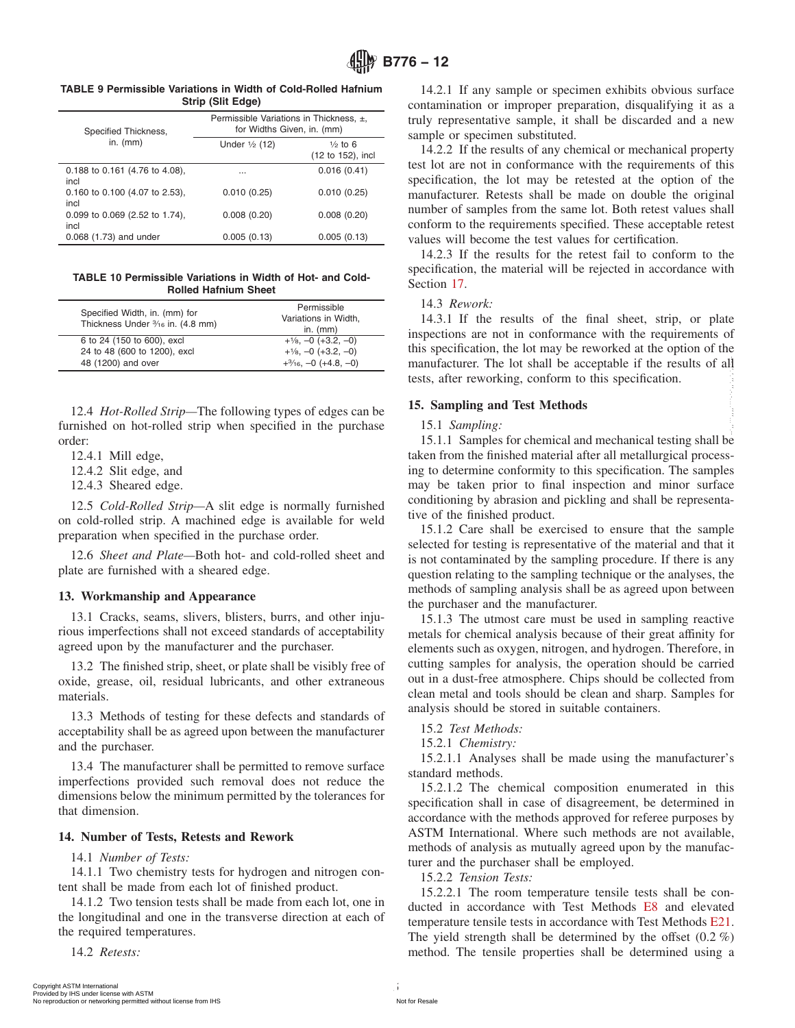**TABLE 9 Permissible Variations in Width of Cold-Rolled Hafnium Strip (Slit Edge)**

| Specified Thickness, in. (mm) | Permissible Variations in Thickness, ±, for Widths Given, in. (mm) | |
|---|---|---|
| | Under ½ (12) | ½ to 6 (12 to 152), incl |
| 0.188 to 0.161 (4.76 to 4.08), incl | ... | 0.016 (0.41) |
| 0.160 to 0.100 (4.07 to 2.53), incl | 0.010 (0.25) | 0.010 (0.25) |
| 0.099 to 0.069 (2.52 to 1.74), incl | 0.008 (0.20) | 0.008 (0.20) |
| 0.068 (1.73) and under | 0.005 (0.13) | 0.005 (0.13) |

**TABLE 10 Permissible Variations in Width of Hot- and Cold-Rolled Hafnium Sheet**

| Specified Width, in. (mm) for Thickness Under ³⁄₁₆ in. (4.8 mm) | Permissible Variations in Width, in. (mm) |
|---|---|
| 6 to 24 (150 to 600), excl | +⅛, –0 (+3.2, –0) |
| 24 to 48 (600 to 1200), excl | +⅛, –0 (+3.2, –0) |
| 48 (1200) and over | +³⁄₁₆, –0 (+4.8, –0) |

12.4 *Hot-Rolled Strip*—The following types of edges can be furnished on hot-rolled strip when specified in the purchase order:

12.4.1 Mill edge,

12.4.2 Slit edge, and

12.4.3 Sheared edge.

12.5 *Cold-Rolled Strip*—A slit edge is normally furnished on cold-rolled strip. A machined edge is available for weld preparation when specified in the purchase order.

12.6 *Sheet and Plate*—Both hot- and cold-rolled sheet and plate are furnished with a sheared edge.

## 13. Workmanship and Appearance

13.1 Cracks, seams, slivers, blisters, burrs, and other injurious imperfections shall not exceed standards of acceptability agreed upon by the manufacturer and the purchaser.

13.2 The finished strip, sheet, or plate shall be visibly free of oxide, grease, oil, residual lubricants, and other extraneous materials.

13.3 Methods of testing for these defects and standards of acceptability shall be as agreed upon between the manufacturer and the purchaser.

13.4 The manufacturer shall be permitted to remove surface imperfections provided such removal does not reduce the dimensions below the minimum permitted by the tolerances for that dimension.

## 14. Number of Tests, Retests and Rework

14.1 *Number of Tests:*

14.1.1 Two chemistry tests for hydrogen and nitrogen content shall be made from each lot of finished product.

14.1.2 Two tension tests shall be made from each lot, one in the longitudinal and one in the transverse direction at each of the required temperatures.

14.2 *Retests:*

14.2.1 If any sample or specimen exhibits obvious surface contamination or improper preparation, disqualifying it as a truly representative sample, it shall be discarded and a new sample or specimen substituted.

14.2.2 If the results of any chemical or mechanical property test lot are not in conformance with the requirements of this specification, the lot may be retested at the option of the manufacturer. Retests shall be made on double the original number of samples from the same lot. Both retest values shall conform to the requirements specified. These acceptable retest values will become the test values for certification.

14.2.3 If the results for the retest fail to conform to the specification, the material will be rejected in accordance with Section 17.

14.3 *Rework:*

14.3.1 If the results of the final sheet, strip, or plate inspections are not in conformance with the requirements of this specification, the lot may be reworked at the option of the manufacturer. The lot shall be acceptable if the results of all tests, after reworking, conform to this specification.

## 15. Sampling and Test Methods

15.1 *Sampling:*

15.1.1 Samples for chemical and mechanical testing shall be taken from the finished material after all metallurgical processing to determine conformity to this specification. The samples may be taken prior to final inspection and minor surface conditioning by abrasion and pickling and shall be representative of the finished product.

15.1.2 Care shall be exercised to ensure that the sample selected for testing is representative of the material and that it is not contaminated by the sampling procedure. If there is any question relating to the sampling technique or the analyses, the methods of sampling analysis shall be as agreed upon between the purchaser and the manufacturer.

15.1.3 The utmost care must be used in sampling reactive metals for chemical analysis because of their great affinity for elements such as oxygen, nitrogen, and hydrogen. Therefore, in cutting samples for analysis, the operation should be carried out in a dust-free atmosphere. Chips should be collected from clean metal and tools should be clean and sharp. Samples for analysis should be stored in suitable containers.

15.2 *Test Methods:*

15.2.1 *Chemistry:*

15.2.1.1 Analyses shall be made using the manufacturer's standard methods.

15.2.1.2 The chemical composition enumerated in this specification shall in case of disagreement, be determined in accordance with the methods approved for referee purposes by ASTM International. Where such methods are not available, methods of analysis as mutually agreed upon by the manufacturer and the purchaser shall be employed.

15.2.2 *Tension Tests:*

15.2.2.1 The room temperature tensile tests shall be conducted in accordance with Test Methods E8 and elevated temperature tensile tests in accordance with Test Methods E21. The yield strength shall be determined by the offset (0.2 %) method. The tensile properties shall be determined using a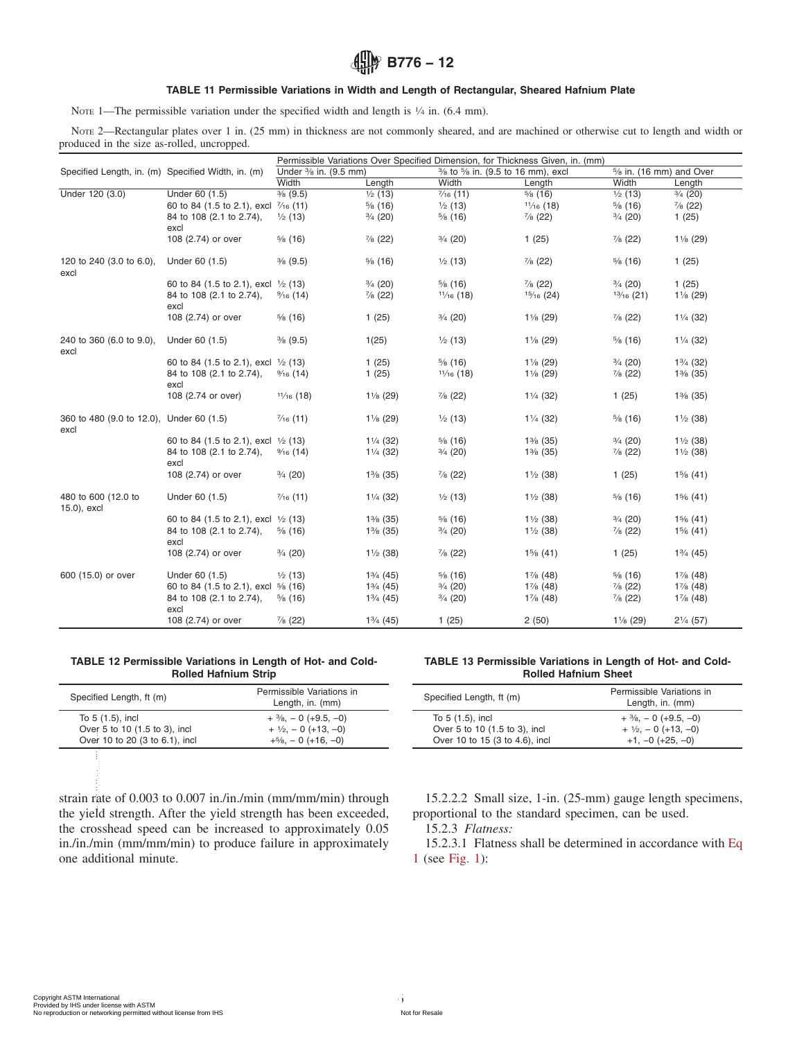**TABLE 11 Permissible Variations in Width and Length of Rectangular, Sheared Hafnium Plate**

NOTE 1—The permissible variation under the specified width and length is ¼ in. (6.4 mm).

NOTE 2—Rectangular plates over 1 in. (25 mm) in thickness are not commonly sheared, and are machined or otherwise cut to length and width or produced in the size as-rolled, uncropped.

| Specified Length, in. (m) | Specified Width, in. (m) | Permissible Variations Over Specified Dimension, for Thickness Given, in. (mm) | | | | | |
|---|---|---|---|---|---|---|---|
| | | Under ⅜ in. (9.5 mm) | | ⅜ to ⅝ in. (9.5 to 16 mm), excl | | ⅝ in. (16 mm) and Over | |
| | | Width | Length | Width | Length | Width | Length |
| Under 120 (3.0) | Under 60 (1.5) | ⅜ (9.5) | ½ (13) | 7⁄16 (11) | ⅝ (16) | ½ (13) | ¾ (20) |
| | 60 to 84 (1.5 to 2.1), excl | 7⁄16 (11) | ⅝ (16) | ½ (13) | 11⁄16 (18) | ⅝ (16) | ⅞ (22) |
| | 84 to 108 (2.1 to 2.74), excl | ½ (13) | ¾ (20) | ⅝ (16) | ⅞ (22) | ¾ (20) | 1 (25) |
| | 108 (2.74) or over | ⅝ (16) | ⅞ (22) | ¾ (20) | 1 (25) | ⅞ (22) | 1⅛ (29) |
| 120 to 240 (3.0 to 6.0), excl | Under 60 (1.5) | ⅜ (9.5) | ⅝ (16) | ½ (13) | ⅞ (22) | ⅝ (16) | 1 (25) |
| | 60 to 84 (1.5 to 2.1), excl | ½ (13) | ¾ (20) | ⅝ (16) | ⅞ (22) | ¾ (20) | 1 (25) |
| | 84 to 108 (2.1 to 2.74), excl | 9⁄16 (14) | ⅞ (22) | 11⁄16 (18) | 15⁄16 (24) | 13⁄16 (21) | 1⅛ (29) |
| | 108 (2.74) or over | ⅝ (16) | 1 (25) | ¾ (20) | 1⅛ (29) | ⅞ (22) | 1¼ (32) |
| 240 to 360 (6.0 to 9.0), excl | Under 60 (1.5) | ⅜ (9.5) | 1(25) | ½ (13) | 1⅛ (29) | ⅝ (16) | 1¼ (32) |
| | 60 to 84 (1.5 to 2.1), excl | ½ (13) | 1 (25) | ⅝ (16) | 1⅛ (29) | ¾ (20) | 1¾ (32) |
| | 84 to 108 (2.1 to 2.74), excl | 9⁄16 (14) | 1 (25) | 11⁄16 (18) | 1⅛ (29) | ⅞ (22) | 1⅜ (35) |
| | 108 (2.74 or over) | 11⁄16 (18) | 1⅛ (29) | ⅞ (22) | 1¼ (32) | 1 (25) | 1⅜ (35) |
| 360 to 480 (9.0 to 12.0), excl | Under 60 (1.5) | 7⁄16 (11) | 1⅛ (29) | ½ (13) | 1¼ (32) | ⅝ (16) | 1½ (38) |
| | 60 to 84 (1.5 to 2.1), excl | ½ (13) | 1¼ (32) | ⅝ (16) | 1⅜ (35) | ¾ (20) | 1½ (38) |
| | 84 to 108 (2.1 to 2.74), excl | 9⁄16 (14) | 1¼ (32) | ¾ (20) | 1⅜ (35) | ⅞ (22) | 1½ (38) |
| | 108 (2.74) or over | ¾ (20) | 1⅜ (35) | ⅞ (22) | 1½ (38) | 1 (25) | 1⅝ (41) |
| 480 to 600 (12.0 to 15.0), excl | Under 60 (1.5) | 7⁄16 (11) | 1¼ (32) | ½ (13) | 1½ (38) | ⅝ (16) | 1⅝ (41) |
| | 60 to 84 (1.5 to 2.1), excl | ½ (13) | 1⅜ (35) | ⅝ (16) | 1½ (38) | ¾ (20) | 1⅝ (41) |
| | 84 to 108 (2.1 to 2.74), excl | ⅝ (16) | 1⅜ (35) | ¾ (20) | 1½ (38) | ⅞ (22) | 1⅝ (41) |
| | 108 (2.74) or over | ¾ (20) | 1½ (38) | ⅞ (22) | 1⅝ (41) | 1 (25) | 1¾ (45) |
| 600 (15.0) or over | Under 60 (1.5) | ½ (13) | 1¾ (45) | ⅝ (16) | 1⅞ (48) | ⅝ (16) | 1⅞ (48) |
| | 60 to 84 (1.5 to 2.1), excl | ⅝ (16) | 1¾ (45) | ¾ (20) | 1⅞ (48) | ⅞ (22) | 1⅞ (48) |
| | 84 to 108 (2.1 to 2.74), excl | ⅝ (16) | 1¾ (45) | ¾ (20) | 1⅞ (48) | ⅞ (22) | 1⅞ (48) |
| | 108 (2.74) or over | ⅞ (22) | 1¾ (45) | 1 (25) | 2 (50) | 1⅛ (29) | 2¼ (57) |

**TABLE 12 Permissible Variations in Length of Hot- and Cold-Rolled Hafnium Strip**

| Specified Length, ft (m) | Permissible Variations in Length, in. (mm) |
|---|---|
| To 5 (1.5), incl | + ⅜, − 0 (+9.5, −0) |
| Over 5 to 10 (1.5 to 3), incl | + ½, − 0 (+13, −0) |
| Over 10 to 20 (3 to 6.1), incl | +⅝, − 0 (+16, −0) |

**TABLE 13 Permissible Variations in Length of Hot- and Cold-Rolled Hafnium Sheet**

| Specified Length, ft (m) | Permissible Variations in Length, in. (mm) |
|---|---|
| To 5 (1.5), incl | + ⅜, − 0 (+9.5, −0) |
| Over 5 to 10 (1.5 to 3), incl | + ½, − 0 (+13, −0) |
| Over 10 to 15 (3 to 4.6), incl | +1, −0 (+25, −0) |

strain rate of 0.003 to 0.007 in./in./min (mm/mm/min) through the yield strength. After the yield strength has been exceeded, the crosshead speed can be increased to approximately 0.05 in./in./min (mm/mm/min) to produce failure in approximately one additional minute.

15.2.2.2 Small size, 1-in. (25-mm) gauge length specimens, proportional to the standard specimen, can be used.

15.2.3 *Flatness:*

15.2.3.1 Flatness shall be determined in accordance with Eq 1 (see Fig. 1):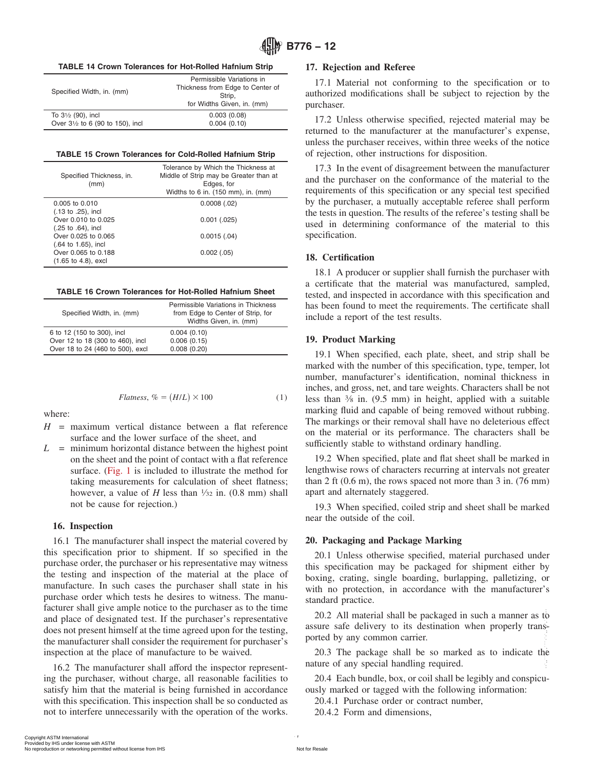**TABLE 14 Crown Tolerances for Hot-Rolled Hafnium Strip**

| Specified Width, in. (mm) | Permissible Variations in Thickness from Edge to Center of Strip, for Widths Given, in. (mm) |
|---|---|
| To 3½ (90), incl | 0.003 (0.08) |
| Over 3½ to 6 (90 to 150), incl | 0.004 (0.10) |

**TABLE 15 Crown Tolerances for Cold-Rolled Hafnium Strip**

| Specified Thickness, in. (mm) | Tolerance by Which the Thickness at Middle of Strip may be Greater than at Edges, for Widths to 6 in. (150 mm), in. (mm) |
|---|---|
| 0.005 to 0.010 (.13 to .25), incl | 0.0008 (.02) |
| Over 0.010 to 0.025 (.25 to .64), incl | 0.001 (.025) |
| Over 0.025 to 0.065 (.64 to 1.65), incl | 0.0015 (.04) |
| Over 0.065 to 0.188 (1.65 to 4.8), excl | 0.002 (.05) |

**TABLE 16 Crown Tolerances for Hot-Rolled Hafnium Sheet**

| Specified Width, in. (mm) | Permissible Variations in Thickness from Edge to Center of Strip, for Widths Given, in. (mm) |
|---|---|
| 6 to 12 (150 to 300), incl | 0.004 (0.10) |
| Over 12 to 18 (300 to 460), incl | 0.006 (0.15) |
| Over 18 to 24 (460 to 500), excl | 0.008 (0.20) |

$$Flatness, \% = (H/L) \times 100 \quad (1)$$

where:

$H$ = maximum vertical distance between a flat reference surface and the lower surface of the sheet, and

$L$ = minimum horizontal distance between the highest point on the sheet and the point of contact with a flat reference surface. (Fig. 1 is included to illustrate the method for taking measurements for calculation of sheet flatness; however, a value of $H$ less than 1⁄32 in. (0.8 mm) shall not be cause for rejection.)

## 16. Inspection

16.1 The manufacturer shall inspect the material covered by this specification prior to shipment. If so specified in the purchase order, the purchaser or his representative may witness the testing and inspection of the material at the place of manufacture. In such cases the purchaser shall state in his purchase order which tests he desires to witness. The manufacturer shall give ample notice to the purchaser as to the time and place of designated test. If the purchaser's representative does not present himself at the time agreed upon for the testing, the manufacturer shall consider the requirement for purchaser's inspection at the place of manufacture to be waived.

16.2 The manufacturer shall afford the inspector representing the purchaser, without charge, all reasonable facilities to satisfy him that the material is being furnished in accordance with this specification. This inspection shall be so conducted as not to interfere unnecessarily with the operation of the works.

## 17. Rejection and Referee

17.1 Material not conforming to the specification or to authorized modifications shall be subject to rejection by the purchaser.

17.2 Unless otherwise specified, rejected material may be returned to the manufacturer at the manufacturer's expense, unless the purchaser receives, within three weeks of the notice of rejection, other instructions for disposition.

17.3 In the event of disagreement between the manufacturer and the purchaser on the conformance of the material to the requirements of this specification or any special test specified by the purchaser, a mutually acceptable referee shall perform the tests in question. The results of the referee's testing shall be used in determining conformance of the material to this specification.

## 18. Certification

18.1 A producer or supplier shall furnish the purchaser with a certificate that the material was manufactured, sampled, tested, and inspected in accordance with this specification and has been found to meet the requirements. The certificate shall include a report of the test results.

## 19. Product Marking

19.1 When specified, each plate, sheet, and strip shall be marked with the number of this specification, type, temper, lot number, manufacturer's identification, nominal thickness in inches, and gross, net, and tare weights. Characters shall be not less than 3⁄8 in. (9.5 mm) in height, applied with a suitable marking fluid and capable of being removed without rubbing. The markings or their removal shall have no deleterious effect on the material or its performance. The characters shall be sufficiently stable to withstand ordinary handling.

19.2 When specified, plate and flat sheet shall be marked in lengthwise rows of characters recurring at intervals not greater than 2 ft (0.6 m), the rows spaced not more than 3 in. (76 mm) apart and alternately staggered.

19.3 When specified, coiled strip and sheet shall be marked near the outside of the coil.

## 20. Packaging and Package Marking

20.1 Unless otherwise specified, material purchased under this specification may be packaged for shipment either by boxing, crating, single boarding, burlapping, palletizing, or with no protection, in accordance with the manufacturer's standard practice.

20.2 All material shall be packaged in such a manner as to assure safe delivery to its destination when properly transported by any common carrier.

20.3 The package shall be so marked as to indicate the nature of any special handling required.

20.4 Each bundle, box, or coil shall be legibly and conspicuously marked or tagged with the following information:

20.4.1 Purchase order or contract number,

20.4.2 Form and dimensions,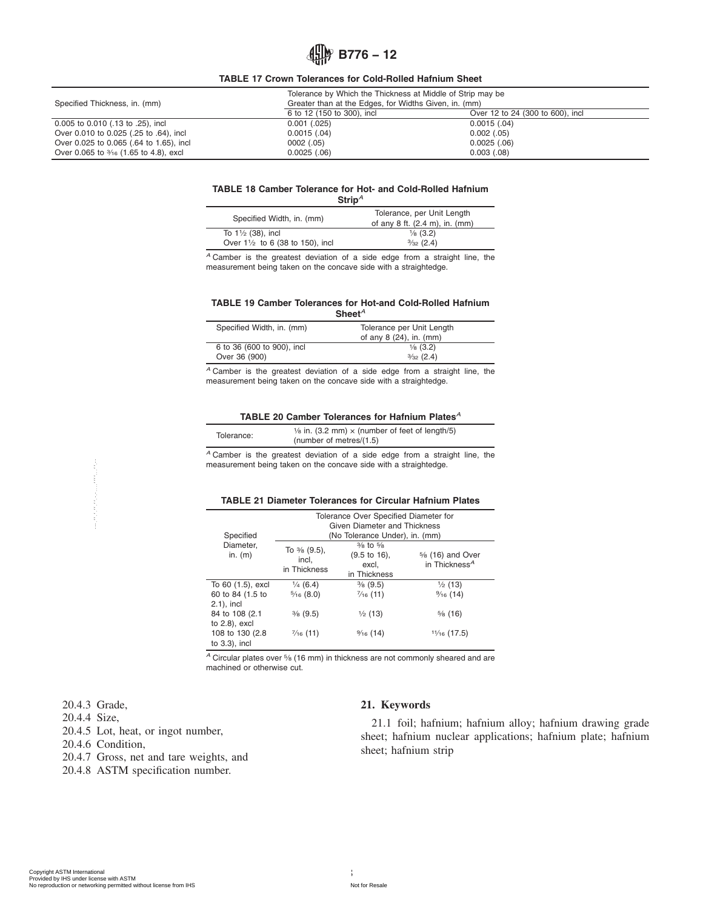**TABLE 17 Crown Tolerances for Cold-Rolled Hafnium Sheet**

| Specified Thickness, in. (mm) | Tolerance by Which the Thickness at Middle of Strip may be Greater than at the Edges, for Widths Given, in. (mm) | |
|---|---|---|
| | 6 to 12 (150 to 300), incl | Over 12 to 24 (300 to 600), incl |
| 0.005 to 0.010 (.13 to .25), incl | 0.001 (.025) | 0.0015 (.04) |
| Over 0.010 to 0.025 (.25 to .64), incl | 0.0015 (.04) | 0.002 (.05) |
| Over 0.025 to 0.065 (.64 to 1.65), incl | 0002 (.05) | 0.0025 (.06) |
| Over 0.065 to 3⁄16 (1.65 to 4.8), excl | 0.0025 (.06) | 0.003 (.08) |

**TABLE 18 Camber Tolerance for Hot- and Cold-Rolled Hafnium Strip**[A]

| Specified Width, in. (mm) | Tolerance, per Unit Length of any 8 ft. (2.4 m), in. (mm) |
|---|---|
| To 1½ (38), incl | ⅛ (3.2) |
| Over 1½ to 6 (38 to 150), incl | 3⁄32 (2.4) |

[A] Camber is the greatest deviation of a side edge from a straight line, the measurement being taken on the concave side with a straightedge.

**TABLE 19 Camber Tolerances for Hot-and Cold-Rolled Hafnium Sheet**[A]

| Specified Width, in. (mm) | Tolerance per Unit Length of any 8 (24), in. (mm) |
|---|---|
| 6 to 36 (600 to 900), incl | ⅛ (3.2) |
| Over 36 (900) | 3⁄32 (2.4) |

[A] Camber is the greatest deviation of a side edge from a straight line, the measurement being taken on the concave side with a straightedge.

**TABLE 20 Camber Tolerances for Hafnium Plates**[A]

| Tolerance: | ⅛ in. (3.2 mm) × (number of feet of length/5) (number of metres/(1.5) |
|---|---|

[A] Camber is the greatest deviation of a side edge from a straight line, the measurement being taken on the concave side with a straightedge.

**TABLE 21 Diameter Tolerances for Circular Hafnium Plates**

| Specified Diameter, in. (m) | Tolerance Over Specified Diameter for Given Diameter and Thickness (No Tolerance Under), in. (mm) | | |
|---|---|---|---|
| | To ⅜ (9.5), incl, in Thickness | ⅜ to ⅝ (9.5 to 16), excl, in Thickness | ⅝ (16) and Over in Thickness[A] |
| To 60 (1.5), excl | ¼ (6.4) | ⅜ (9.5) | ½ (13) |
| 60 to 84 (1.5 to 2.1), incl | 5⁄16 (8.0) | 7⁄16 (11) | 9⁄16 (14) |
| 84 to 108 (2.1 to 2.8), excl | ⅜ (9.5) | ½ (13) | ⅝ (16) |
| 108 to 130 (2.8 to 3.3), incl | 7⁄16 (11) | 9⁄16 (14) | 11⁄16 (17.5) |

[A] Circular plates over ⅝ (16 mm) in thickness are not commonly sheared and are machined or otherwise cut.

20.4.3 Grade,

20.4.4 Size,

20.4.5 Lot, heat, or ingot number,

20.4.6 Condition,

20.4.7 Gross, net and tare weights, and

20.4.8 ASTM specification number.

## 21. Keywords

21.1 foil; hafnium; hafnium alloy; hafnium drawing grade sheet; hafnium nuclear applications; hafnium plate; hafnium sheet; hafnium strip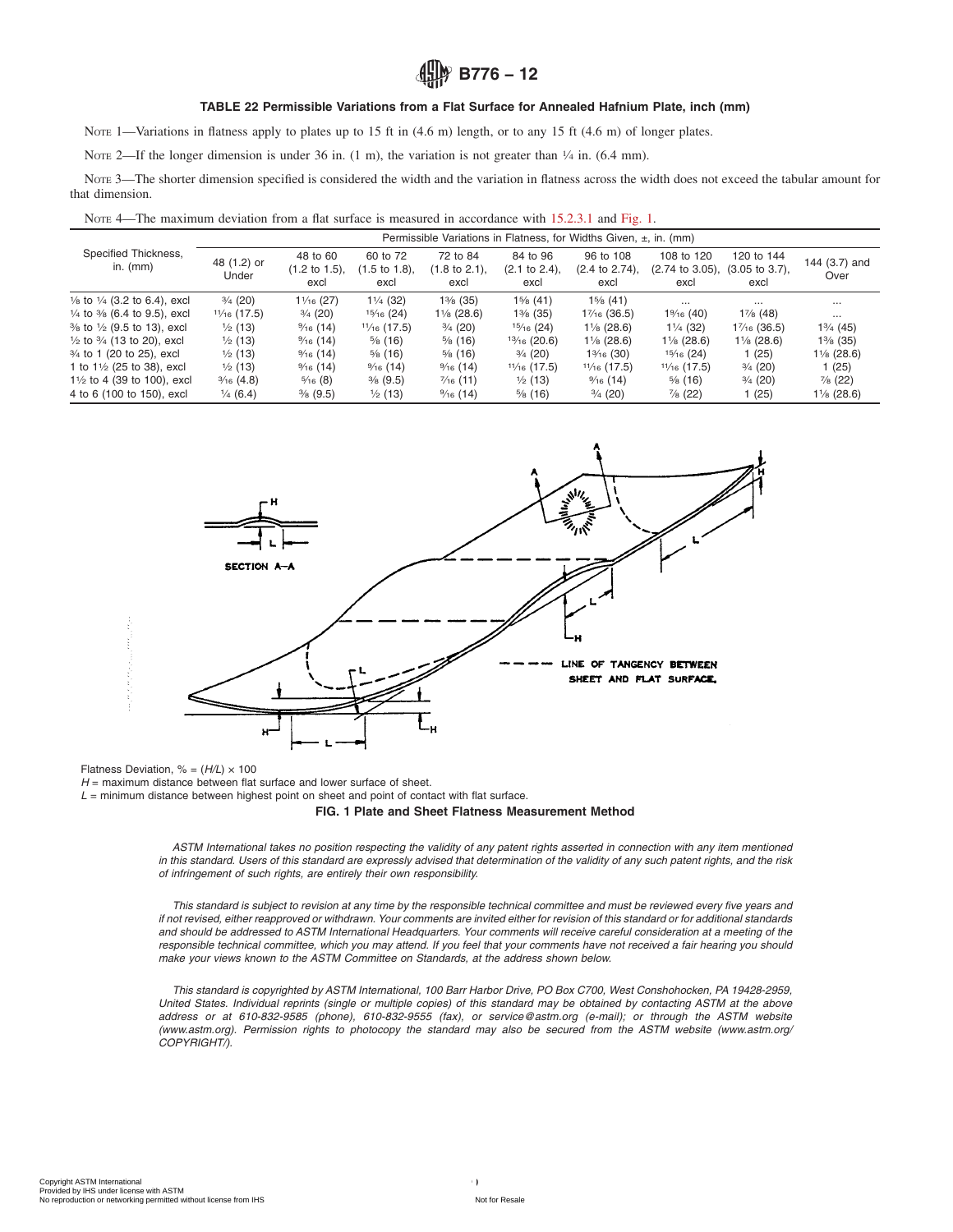**TABLE 22 Permissible Variations from a Flat Surface for Annealed Hafnium Plate, inch (mm)**

NOTE 1—Variations in flatness apply to plates up to 15 ft in (4.6 m) length, or to any 15 ft (4.6 m) of longer plates.

NOTE 2—If the longer dimension is under 36 in. (1 m), the variation is not greater than ¼ in. (6.4 mm).

NOTE 3—The shorter dimension specified is considered the width and the variation in flatness across the width does not exceed the tabular amount for that dimension.

NOTE 4—The maximum deviation from a flat surface is measured in accordance with 15.2.3.1 and Fig. 1.

| Specified Thickness, in. (mm) | Permissible Variations in Flatness, for Widths Given, ±, in. (mm) | | | | | | | | |
|---|---|---|---|---|---|---|---|---|---|
| | 48 (1.2) or Under | 48 to 60 (1.2 to 1.5), excl | 60 to 72 (1.5 to 1.8), excl | 72 to 84 (1.8 to 2.1), excl | 84 to 96 (2.1 to 2.4), excl | 96 to 108 (2.4 to 2.74), excl | 108 to 120 (2.74 to 3.05), excl | 120 to 144 (3.05 to 3.7), excl | 144 (3.7) and Over |
| ⅛ to ¼ (3.2 to 6.4), excl | ¾ (20) | 1 1⁄16 (27) | 1¼ (32) | 1⅜ (35) | 1⅝ (41) | 1⅝ (41) | ... | ... | ... |
| ¼ to ⅜ (6.4 to 9.5), excl | 11⁄16 (17.5) | ¾ (20) | 15⁄16 (24) | 1⅛ (28.6) | 1⅜ (35) | 1 7⁄16 (36.5) | 1 9⁄16 (40) | 1⅞ (48) | ... |
| ⅜ to ½ (9.5 to 13), excl | ½ (13) | 9⁄16 (14) | 11⁄16 (17.5) | ¾ (20) | 15⁄16 (24) | 1⅛ (28.6) | 1¼ (32) | 1 7⁄16 (36.5) | 1¾ (45) |
| ½ to ¾ (13 to 20), excl | ½ (13) | 9⁄16 (14) | ⅝ (16) | ⅝ (16) | 13⁄16 (20.6) | 1⅛ (28.6) | 1⅛ (28.6) | 1⅛ (28.6) | 1⅜ (35) |
| ¾ to 1 (20 to 25), excl | ½ (13) | 9⁄16 (14) | ⅝ (16) | ⅝ (16) | ¾ (20) | 1 3⁄16 (30) | 15⁄16 (24) | 1 (25) | 1⅛ (28.6) |
| 1 to 1½ (25 to 38), excl | ½ (13) | 9⁄16 (14) | 9⁄16 (14) | 9⁄16 (14) | 11⁄16 (17.5) | 11⁄16 (17.5) | 11⁄16 (17.5) | ¾ (20) | 1 (25) |
| 1½ to 4 (39 to 100), excl | 3⁄16 (4.8) | 5⁄16 (8) | ⅜ (9.5) | 7⁄16 (11) | ½ (13) | 9⁄16 (14) | ⅝ (16) | ¾ (20) | ⅞ (22) |
| 4 to 6 (100 to 150), excl | ¼ (6.4) | ⅜ (9.5) | ½ (13) | 9⁄16 (14) | ⅝ (16) | ¾ (20) | ⅞ (22) | 1 (25) | 1⅛ (28.6) |

SECTION A–A

LINE OF TANGENCY BETWEEN SHEET AND FLAT SURFACE.

Flatness Deviation, % = $(H/L) \times 100$

$H$ = maximum distance between flat surface and lower surface of sheet.

$L$ = minimum distance between highest point on sheet and point of contact with flat surface.

**FIG. 1 Plate and Sheet Flatness Measurement Method**

*ASTM International takes no position respecting the validity of any patent rights asserted in connection with any item mentioned in this standard. Users of this standard are expressly advised that determination of the validity of any such patent rights, and the risk of infringement of such rights, are entirely their own responsibility.*

*This standard is subject to revision at any time by the responsible technical committee and must be reviewed every five years and if not revised, either reapproved or withdrawn. Your comments are invited either for revision of this standard or for additional standards and should be addressed to ASTM International Headquarters. Your comments will receive careful consideration at a meeting of the responsible technical committee, which you may attend. If you feel that your comments have not received a fair hearing you should make your views known to the ASTM Committee on Standards, at the address shown below.*

*This standard is copyrighted by ASTM International, 100 Barr Harbor Drive, PO Box C700, West Conshohocken, PA 19428-2959, United States. Individual reprints (single or multiple copies) of this standard may be obtained by contacting ASTM at the above address or at 610-832-9585 (phone), 610-832-9555 (fax), or service@astm.org (e-mail); or through the ASTM website (www.astm.org). Permission rights to photocopy the standard may also be secured from the ASTM website (www.astm.org/COPYRIGHT/).*